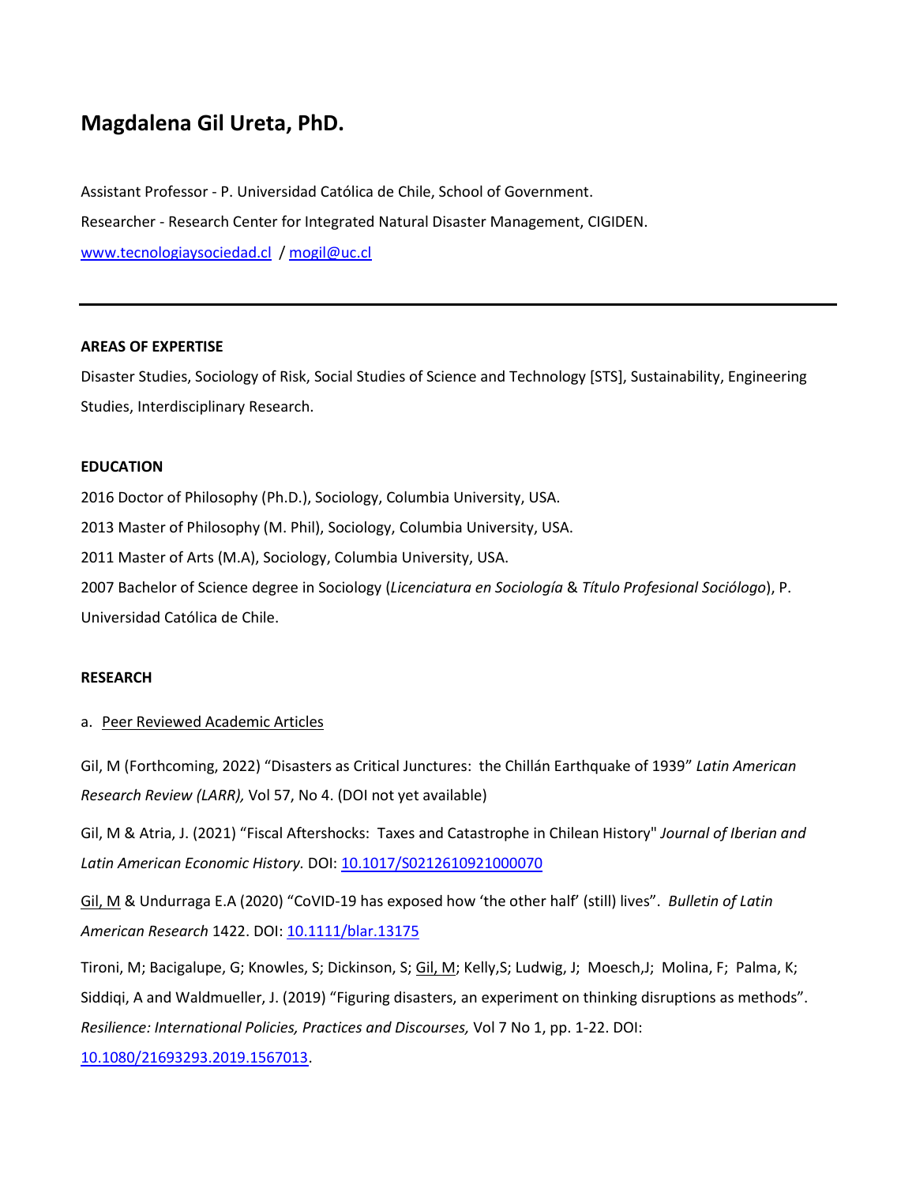# Magdalena Gil Ureta, PhD.

Assistant Professor - P. Universidad Católica de Chile, School of Government.

Researcher - Research Center for Integrated Natural Disaster Management, CIGIDEN.

www.tecnologiaysociedad.cl / mogil@uc.cl

---

**AREAS OF EXPERTISE**

Disaster Studies, Sociology of Risk, Social Studies of Science and Technology [STS], Sustainability, Engineering Studies, Interdisciplinary Research.

**EDUCATION**

2016 Doctor of Philosophy (Ph.D.), Sociology, Columbia University, USA.

2013 Master of Philosophy (M. Phil), Sociology, Columbia University, USA.

2011 Master of Arts (M.A), Sociology, Columbia University, USA.

2007 Bachelor of Science degree in Sociology (*Licenciatura en Sociología* & *Título Profesional Sociólogo*), P. Universidad Católica de Chile.

**RESEARCH**

a. Peer Reviewed Academic Articles

Gil, M (Forthcoming, 2022) "Disasters as Critical Junctures: the Chillán Earthquake of 1939" *Latin American Research Review (LARR),* Vol 57, No 4. (DOI not yet available)

Gil, M & Atria, J. (2021) "Fiscal Aftershocks: Taxes and Catastrophe in Chilean History" *Journal of Iberian and Latin American Economic History.* DOI: 10.1017/S0212610921000070

Gil, M & Undurraga E.A (2020) "CoVID-19 has exposed how 'the other half' (still) lives". *Bulletin of Latin American Research* 1422. DOI: 10.1111/blar.13175

Tironi, M; Bacigalupe, G; Knowles, S; Dickinson, S; Gil, M; Kelly,S; Ludwig, J; Moesch,J; Molina, F; Palma, K; Siddiqi, A and Waldmueller, J. (2019) "Figuring disasters, an experiment on thinking disruptions as methods". *Resilience: International Policies, Practices and Discourses,* Vol 7 No 1, pp. 1-22. DOI: 10.1080/21693293.2019.1567013.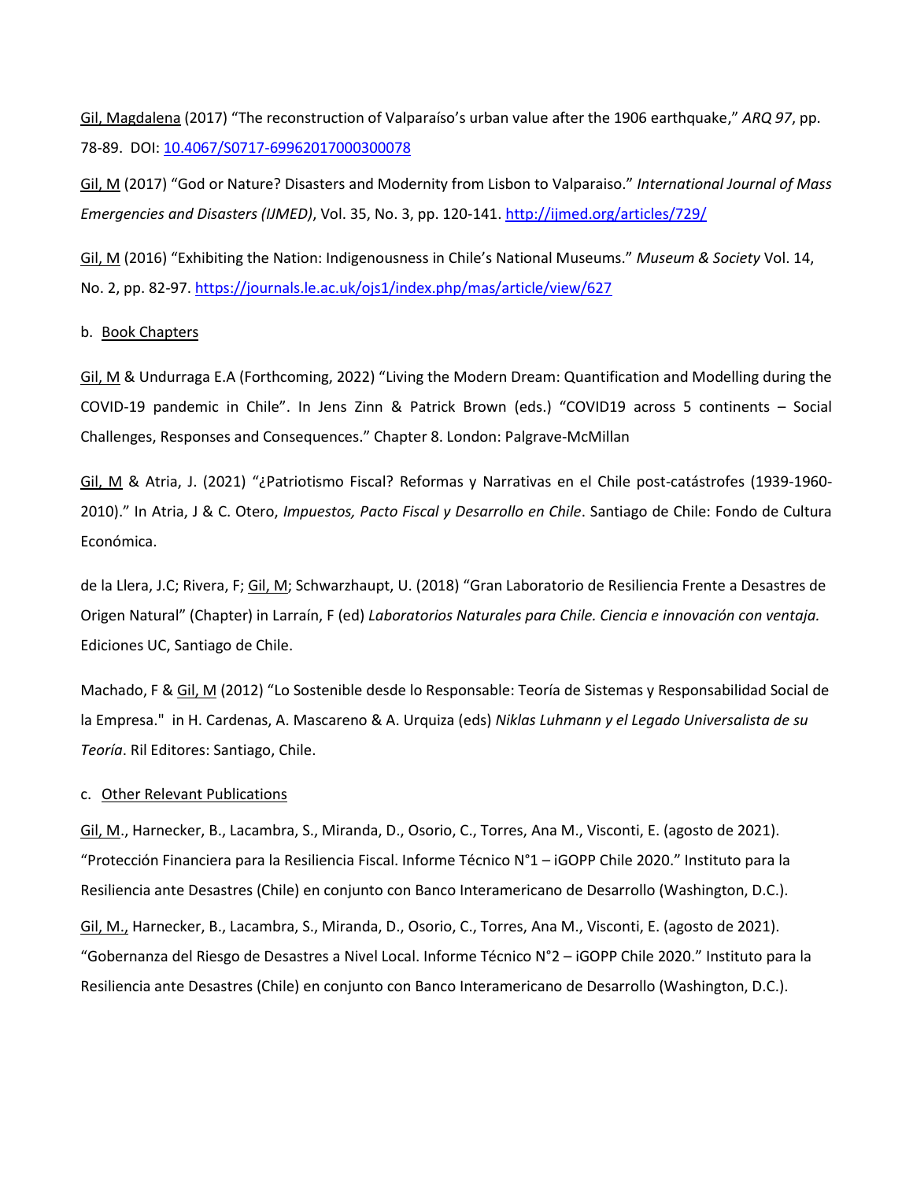Gil, Magdalena (2017) “The reconstruction of Valparaíso’s urban value after the 1906 earthquake,” *ARQ 97*, pp. 78-89. DOI: 10.4067/S0717-69962017000300078

Gil, M (2017) “God or Nature? Disasters and Modernity from Lisbon to Valparaiso.” *International Journal of Mass Emergencies and Disasters (IJMED)*, Vol. 35, No. 3, pp. 120-141. http://ijmed.org/articles/729/

Gil, M (2016) “Exhibiting the Nation: Indigenousness in Chile’s National Museums.” *Museum & Society* Vol. 14, No. 2, pp. 82-97. https://journals.le.ac.uk/ojs1/index.php/mas/article/view/627

b. Book Chapters

Gil, M & Undurraga E.A (Forthcoming, 2022) “Living the Modern Dream: Quantification and Modelling during the COVID-19 pandemic in Chile”. In Jens Zinn & Patrick Brown (eds.) “COVID19 across 5 continents – Social Challenges, Responses and Consequences.” Chapter 8. London: Palgrave-McMillan

Gil, M & Atria, J. (2021) “¿Patriotismo Fiscal? Reformas y Narrativas en el Chile post-catástrofes (1939-1960-2010).” In Atria, J & C. Otero, *Impuestos, Pacto Fiscal y Desarrollo en Chile*. Santiago de Chile: Fondo de Cultura Económica.

de la Llera, J.C; Rivera, F; Gil, M; Schwarzhaupt, U. (2018) “Gran Laboratorio de Resiliencia Frente a Desastres de Origen Natural” (Chapter) in Larraín, F (ed) *Laboratorios Naturales para Chile. Ciencia e innovación con ventaja.* Ediciones UC, Santiago de Chile.

Machado, F & Gil, M (2012) “Lo Sostenible desde lo Responsable: Teoría de Sistemas y Responsabilidad Social de la Empresa." in H. Cardenas, A. Mascareno & A. Urquiza (eds) *Niklas Luhmann y el Legado Universalista de su Teoría*. Ril Editores: Santiago, Chile.

c. Other Relevant Publications

Gil, M., Harnecker, B., Lacambra, S., Miranda, D., Osorio, C., Torres, Ana M., Visconti, E. (agosto de 2021). “Protección Financiera para la Resiliencia Fiscal. Informe Técnico N°1 – iGOPP Chile 2020.” Instituto para la Resiliencia ante Desastres (Chile) en conjunto con Banco Interamericano de Desarrollo (Washington, D.C.).

Gil, M., Harnecker, B., Lacambra, S., Miranda, D., Osorio, C., Torres, Ana M., Visconti, E. (agosto de 2021). “Gobernanza del Riesgo de Desastres a Nivel Local. Informe Técnico N°2 – iGOPP Chile 2020.” Instituto para la Resiliencia ante Desastres (Chile) en conjunto con Banco Interamericano de Desarrollo (Washington, D.C.).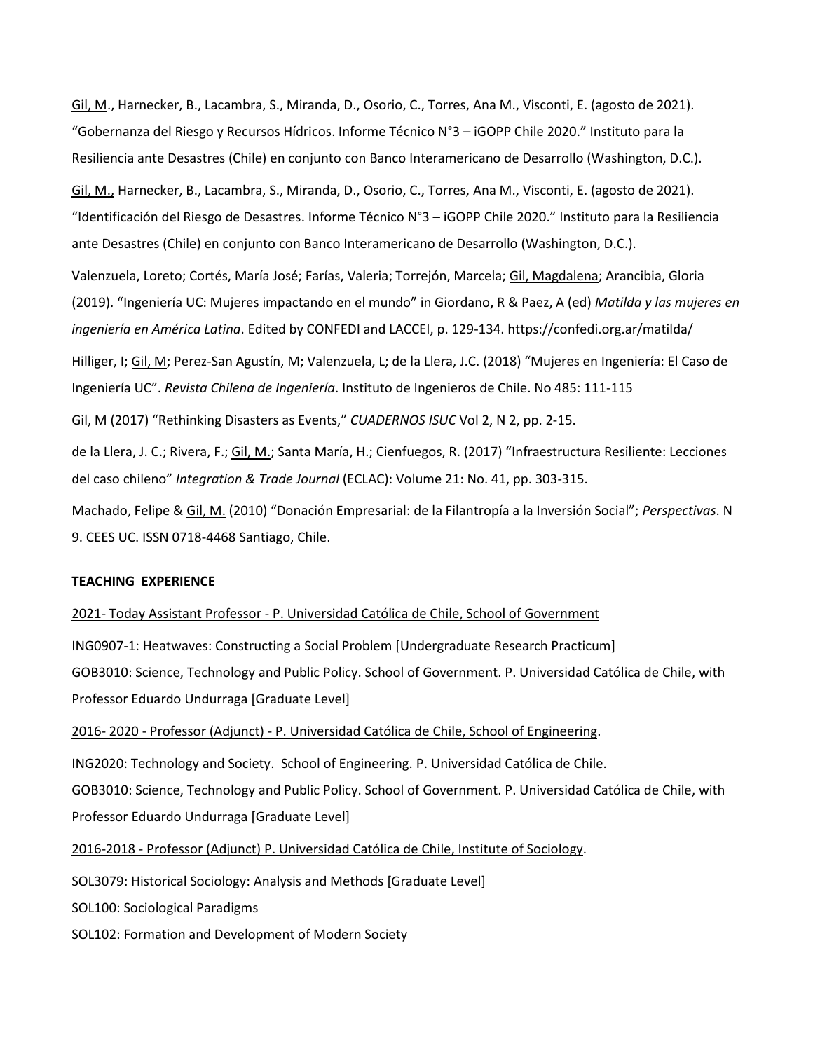<u>Gil, M</u>., Harnecker, B., Lacambra, S., Miranda, D., Osorio, C., Torres, Ana M., Visconti, E. (agosto de 2021). "Gobernanza del Riesgo y Recursos Hídricos. Informe Técnico N°3 – iGOPP Chile 2020." Instituto para la Resiliencia ante Desastres (Chile) en conjunto con Banco Interamericano de Desarrollo (Washington, D.C.).

<u>Gil, M.,</u> Harnecker, B., Lacambra, S., Miranda, D., Osorio, C., Torres, Ana M., Visconti, E. (agosto de 2021). "Identificación del Riesgo de Desastres. Informe Técnico N°3 – iGOPP Chile 2020." Instituto para la Resiliencia ante Desastres (Chile) en conjunto con Banco Interamericano de Desarrollo (Washington, D.C.).

Valenzuela, Loreto; Cortés, María José; Farías, Valeria; Torrejón, Marcela; <u>Gil, Magdalena</u>; Arancibia, Gloria (2019). "Ingeniería UC: Mujeres impactando en el mundo" in Giordano, R & Paez, A (ed) *Matilda y las mujeres en ingeniería en América Latina*. Edited by CONFEDI and LACCEI, p. 129-134. https://confedi.org.ar/matilda/

Hilliger, I; <u>Gil, M</u>; Perez-San Agustín, M; Valenzuela, L; de la Llera, J.C. (2018) "Mujeres en Ingeniería: El Caso de Ingeniería UC". *Revista Chilena de Ingeniería*. Instituto de Ingenieros de Chile. No 485: 111-115

<u>Gil, M</u> (2017) "Rethinking Disasters as Events," *CUADERNOS ISUC* Vol 2, N 2, pp. 2-15.

de la Llera, J. C.; Rivera, F.; <u>Gil, M.</u>; Santa María, H.; Cienfuegos, R. (2017) "Infraestructura Resiliente: Lecciones del caso chileno" *Integration & Trade Journal* (ECLAC): Volume 21: No. 41, pp. 303-315.

Machado, Felipe & <u>Gil, M.</u> (2010) "Donación Empresarial: de la Filantropía a la Inversión Social"; *Perspectivas*. N 9. CEES UC. ISSN 0718-4468 Santiago, Chile.

**TEACHING EXPERIENCE**

<u>2021- Today Assistant Professor - P. Universidad Católica de Chile, School of Government</u>

ING0907-1: Heatwaves: Constructing a Social Problem [Undergraduate Research Practicum]
GOB3010: Science, Technology and Public Policy. School of Government. P. Universidad Católica de Chile, with Professor Eduardo Undurraga [Graduate Level]

<u>2016- 2020 - Professor (Adjunct) - P. Universidad Católica de Chile, School of Engineering</u>.

ING2020: Technology and Society. School of Engineering. P. Universidad Católica de Chile.
GOB3010: Science, Technology and Public Policy. School of Government. P. Universidad Católica de Chile, with Professor Eduardo Undurraga [Graduate Level]

<u>2016-2018 - Professor (Adjunct) P. Universidad Católica de Chile, Institute of Sociology</u>.

SOL3079: Historical Sociology: Analysis and Methods [Graduate Level]

SOL100: Sociological Paradigms

SOL102: Formation and Development of Modern Society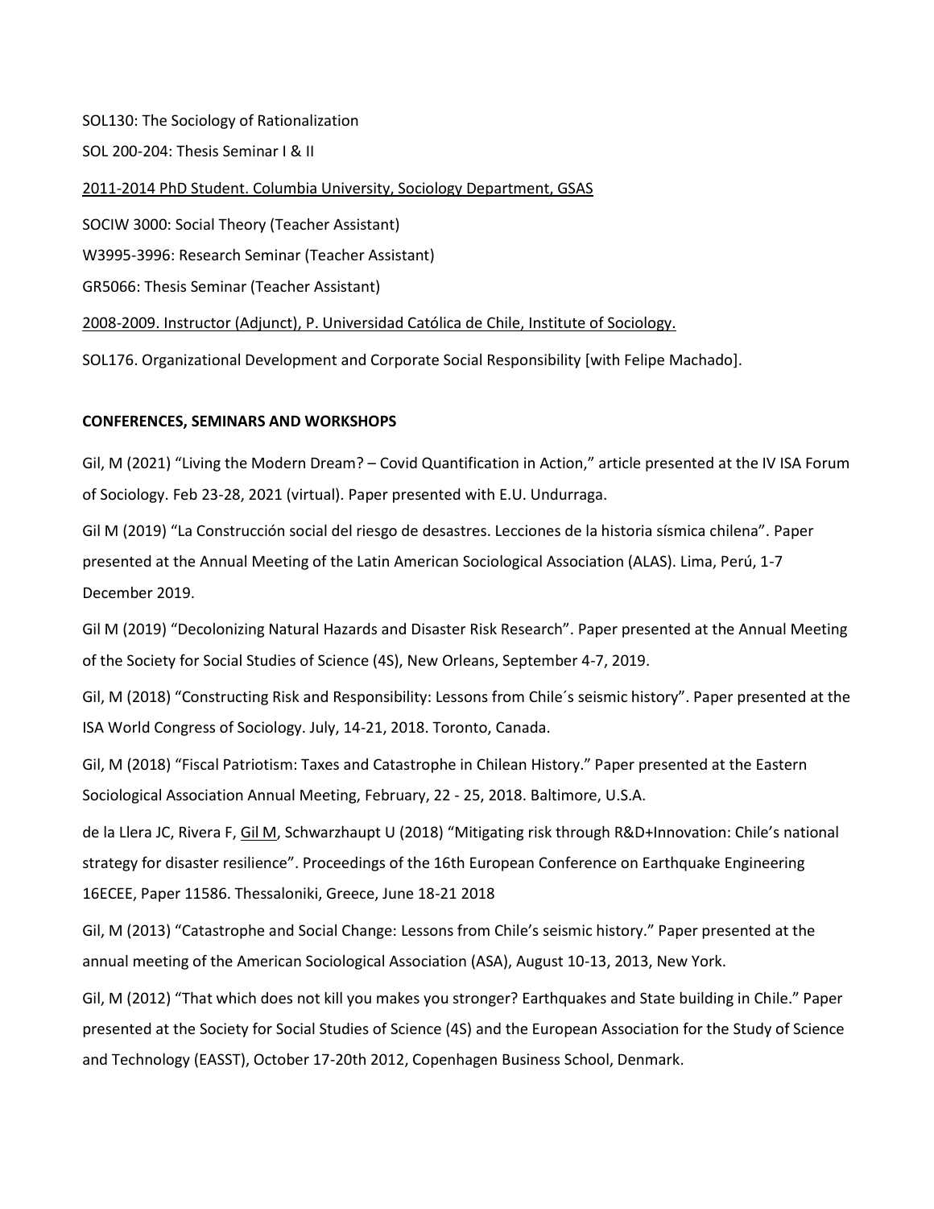SOL130: The Sociology of Rationalization

SOL 200-204: Thesis Seminar I & II

<u>2011-2014 PhD Student. Columbia University, Sociology Department, GSAS</u>

SOCIW 3000: Social Theory (Teacher Assistant)

W3995-3996: Research Seminar (Teacher Assistant)

GR5066: Thesis Seminar (Teacher Assistant)

<u>2008-2009. Instructor (Adjunct), P. Universidad Católica de Chile, Institute of Sociology.</u>

SOL176. Organizational Development and Corporate Social Responsibility [with Felipe Machado].

**CONFERENCES, SEMINARS AND WORKSHOPS**

Gil, M (2021) "Living the Modern Dream? – Covid Quantification in Action," article presented at the IV ISA Forum of Sociology. Feb 23-28, 2021 (virtual). Paper presented with E.U. Undurraga.

Gil M (2019) "La Construcción social del riesgo de desastres. Lecciones de la historia sísmica chilena". Paper presented at the Annual Meeting of the Latin American Sociological Association (ALAS). Lima, Perú, 1-7 December 2019.

Gil M (2019) "Decolonizing Natural Hazards and Disaster Risk Research". Paper presented at the Annual Meeting of the Society for Social Studies of Science (4S), New Orleans, September 4-7, 2019.

Gil, M (2018) "Constructing Risk and Responsibility: Lessons from Chile´s seismic history". Paper presented at the ISA World Congress of Sociology. July, 14-21, 2018. Toronto, Canada.

Gil, M (2018) "Fiscal Patriotism: Taxes and Catastrophe in Chilean History." Paper presented at the Eastern Sociological Association Annual Meeting, February, 22 - 25, 2018. Baltimore, U.S.A.

de la Llera JC, Rivera F, <u>Gil M</u>, Schwarzhaupt U (2018) "Mitigating risk through R&D+Innovation: Chile's national strategy for disaster resilience". Proceedings of the 16th European Conference on Earthquake Engineering 16ECEE, Paper 11586. Thessaloniki, Greece, June 18-21 2018

Gil, M (2013) "Catastrophe and Social Change: Lessons from Chile's seismic history." Paper presented at the annual meeting of the American Sociological Association (ASA), August 10-13, 2013, New York.

Gil, M (2012) "That which does not kill you makes you stronger? Earthquakes and State building in Chile." Paper presented at the Society for Social Studies of Science (4S) and the European Association for the Study of Science and Technology (EASST), October 17-20th 2012, Copenhagen Business School, Denmark.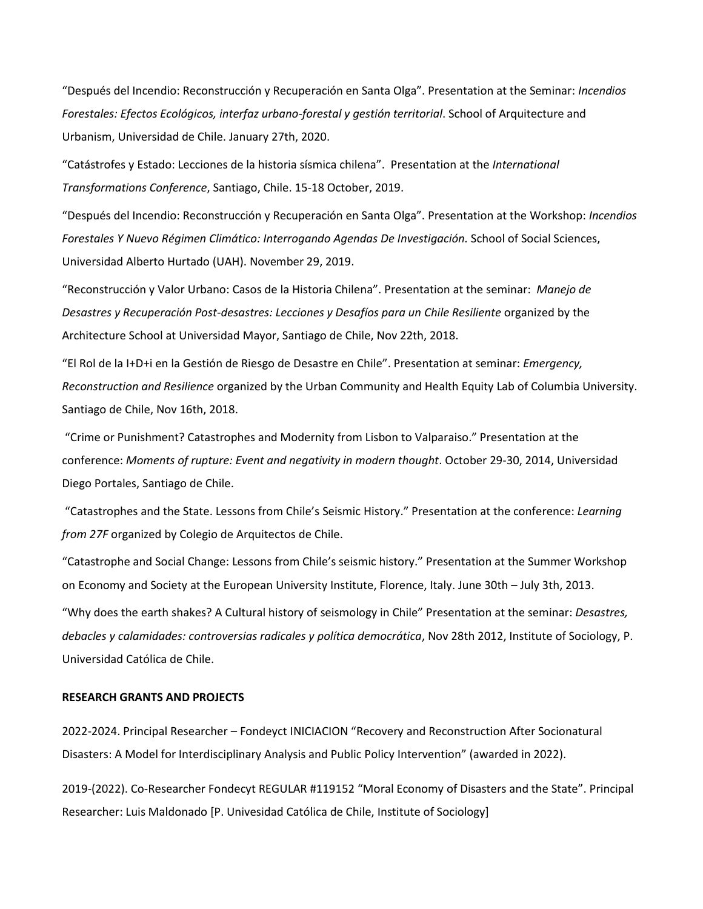"Después del Incendio: Reconstrucción y Recuperación en Santa Olga". Presentation at the Seminar: *Incendios Forestales: Efectos Ecológicos, interfaz urbano-forestal y gestión territorial*. School of Arquitecture and Urbanism, Universidad de Chile. January 27th, 2020.

"Catástrofes y Estado: Lecciones de la historia sísmica chilena". Presentation at the *International Transformations Conference*, Santiago, Chile. 15-18 October, 2019.

"Después del Incendio: Reconstrucción y Recuperación en Santa Olga". Presentation at the Workshop: *Incendios Forestales Y Nuevo Régimen Climático: Interrogando Agendas De Investigación.* School of Social Sciences, Universidad Alberto Hurtado (UAH). November 29, 2019.

"Reconstrucción y Valor Urbano: Casos de la Historia Chilena". Presentation at the seminar: *Manejo de Desastres y Recuperación Post-desastres: Lecciones y Desafíos para un Chile Resiliente* organized by the Architecture School at Universidad Mayor, Santiago de Chile, Nov 22th, 2018.

"El Rol de la I+D+i en la Gestión de Riesgo de Desastre en Chile". Presentation at seminar: *Emergency, Reconstruction and Resilience* organized by the Urban Community and Health Equity Lab of Columbia University. Santiago de Chile, Nov 16th, 2018.

"Crime or Punishment? Catastrophes and Modernity from Lisbon to Valparaiso." Presentation at the conference: *Moments of rupture: Event and negativity in modern thought*. October 29-30, 2014, Universidad Diego Portales, Santiago de Chile.

"Catastrophes and the State. Lessons from Chile's Seismic History." Presentation at the conference: *Learning from 27F* organized by Colegio de Arquitectos de Chile.

"Catastrophe and Social Change: Lessons from Chile's seismic history." Presentation at the Summer Workshop on Economy and Society at the European University Institute, Florence, Italy. June 30th – July 3th, 2013.

"Why does the earth shakes? A Cultural history of seismology in Chile" Presentation at the seminar: *Desastres, debacles y calamidades: controversias radicales y política democrática*, Nov 28th 2012, Institute of Sociology, P. Universidad Católica de Chile.

**RESEARCH GRANTS AND PROJECTS**

2022-2024. Principal Researcher – Fondeyct INICIACION "Recovery and Reconstruction After Socionatural Disasters: A Model for Interdisciplinary Analysis and Public Policy Intervention" (awarded in 2022).

2019-(2022). Co-Researcher Fondecyt REGULAR #119152 "Moral Economy of Disasters and the State". Principal Researcher: Luis Maldonado [P. Univesidad Católica de Chile, Institute of Sociology]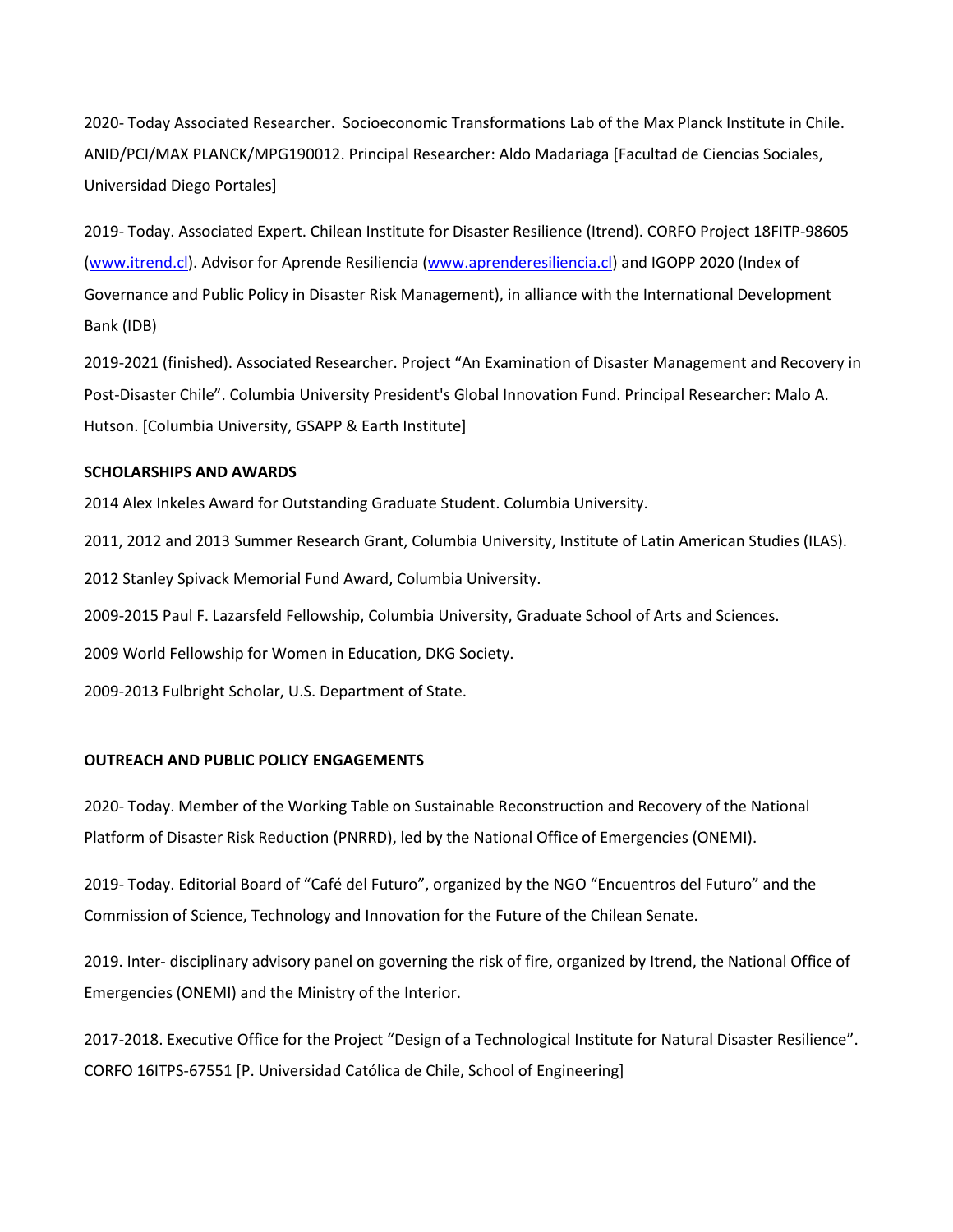2020- Today Associated Researcher. Socioeconomic Transformations Lab of the Max Planck Institute in Chile. ANID/PCI/MAX PLANCK/MPG190012. Principal Researcher: Aldo Madariaga [Facultad de Ciencias Sociales, Universidad Diego Portales]

2019- Today. Associated Expert. Chilean Institute for Disaster Resilience (Itrend). CORFO Project 18FITP-98605 (www.itrend.cl). Advisor for Aprende Resiliencia (www.aprenderesiliencia.cl) and IGOPP 2020 (Index of Governance and Public Policy in Disaster Risk Management), in alliance with the International Development Bank (IDB)

2019-2021 (finished). Associated Researcher. Project "An Examination of Disaster Management and Recovery in Post-Disaster Chile". Columbia University President's Global Innovation Fund. Principal Researcher: Malo A. Hutson. [Columbia University, GSAPP & Earth Institute]

**SCHOLARSHIPS AND AWARDS**

2014 Alex Inkeles Award for Outstanding Graduate Student. Columbia University.

2011, 2012 and 2013 Summer Research Grant, Columbia University, Institute of Latin American Studies (ILAS).

2012 Stanley Spivack Memorial Fund Award, Columbia University.

2009-2015 Paul F. Lazarsfeld Fellowship, Columbia University, Graduate School of Arts and Sciences.

2009 World Fellowship for Women in Education, DKG Society.

2009-2013 Fulbright Scholar, U.S. Department of State.

**OUTREACH AND PUBLIC POLICY ENGAGEMENTS**

2020- Today. Member of the Working Table on Sustainable Reconstruction and Recovery of the National Platform of Disaster Risk Reduction (PNRRD), led by the National Office of Emergencies (ONEMI).

2019- Today. Editorial Board of "Café del Futuro", organized by the NGO "Encuentros del Futuro" and the Commission of Science, Technology and Innovation for the Future of the Chilean Senate.

2019. Inter- disciplinary advisory panel on governing the risk of fire, organized by Itrend, the National Office of Emergencies (ONEMI) and the Ministry of the Interior.

2017-2018. Executive Office for the Project "Design of a Technological Institute for Natural Disaster Resilience". CORFO 16ITPS-67551 [P. Universidad Católica de Chile, School of Engineering]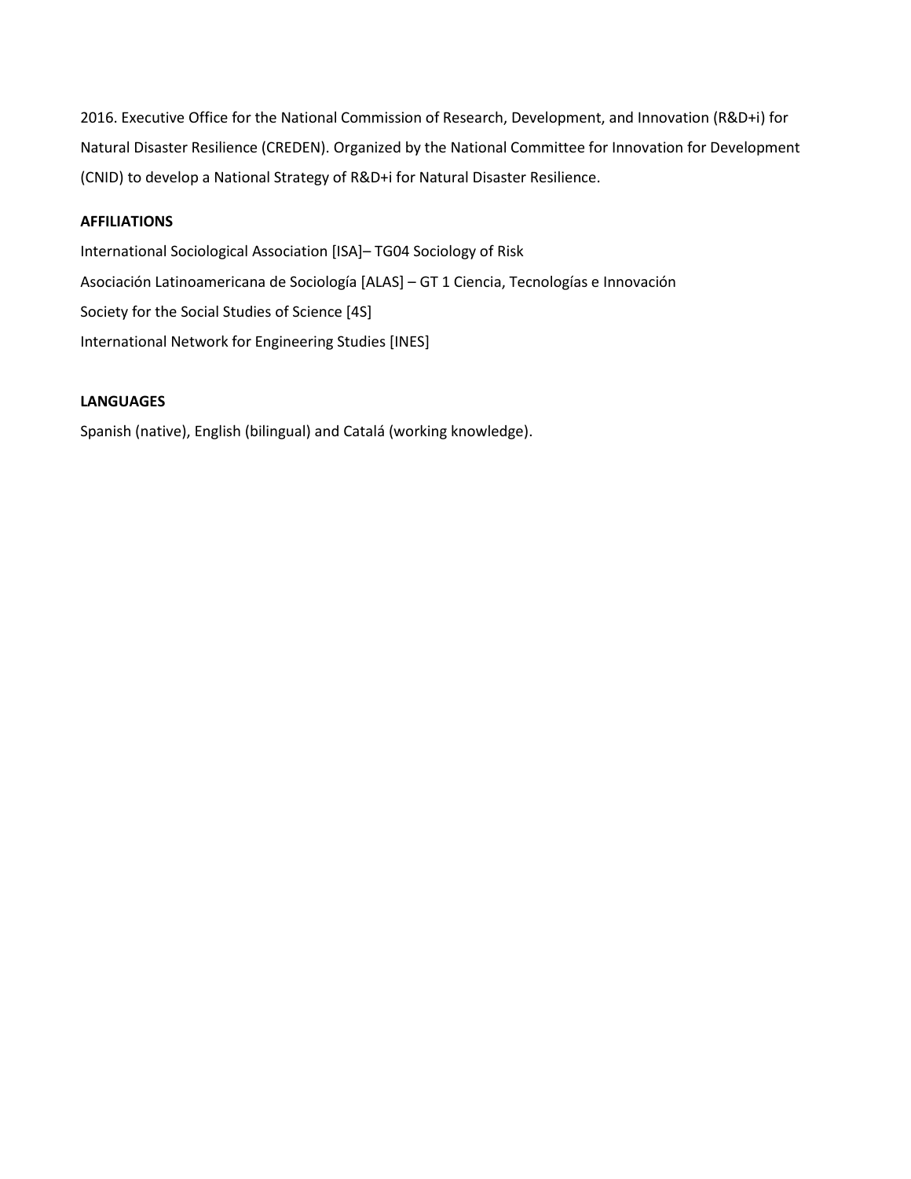2016. Executive Office for the National Commission of Research, Development, and Innovation (R&D+i) for Natural Disaster Resilience (CREDEN). Organized by the National Committee for Innovation for Development (CNID) to develop a National Strategy of R&D+i for Natural Disaster Resilience.

**AFFILIATIONS**

International Sociological Association [ISA]– TG04 Sociology of Risk

Asociación Latinoamericana de Sociología [ALAS] – GT 1 Ciencia, Tecnologías e Innovación

Society for the Social Studies of Science [4S]

International Network for Engineering Studies [INES]

**LANGUAGES**

Spanish (native), English (bilingual) and Catalá (working knowledge).